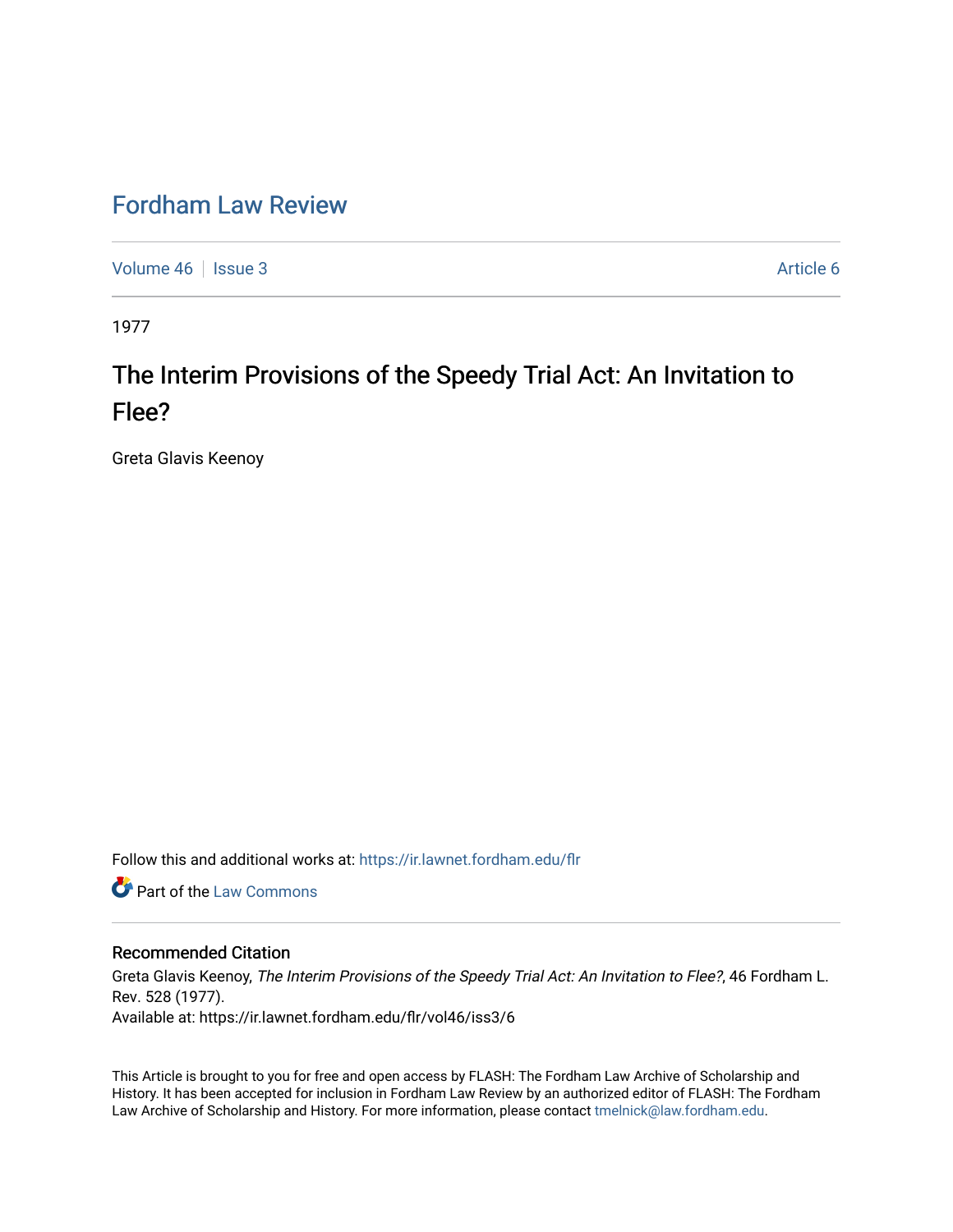# Fordham Law Review

Volume 46 | Issue 3 | Article 6

1977

## The Interim Provisions of the Speedy Trial Act: An Invitation to Flee?

Greta Glavis Keenoy

Follow this and additional works at: https://ir.lawnet.fordham.edu/flr

Part of the Law Commons

### Recommended Citation

Greta Glavis Keenoy, *The Interim Provisions of the Speedy Trial Act: An Invitation to Flee?*, 46 Fordham L. Rev. 528 (1977).
Available at: https://ir.lawnet.fordham.edu/flr/vol46/iss3/6

This Article is brought to you for free and open access by FLASH: The Fordham Law Archive of Scholarship and History. It has been accepted for inclusion in Fordham Law Review by an authorized editor of FLASH: The Fordham Law Archive of Scholarship and History. For more information, please contact tmelnick@law.fordham.edu.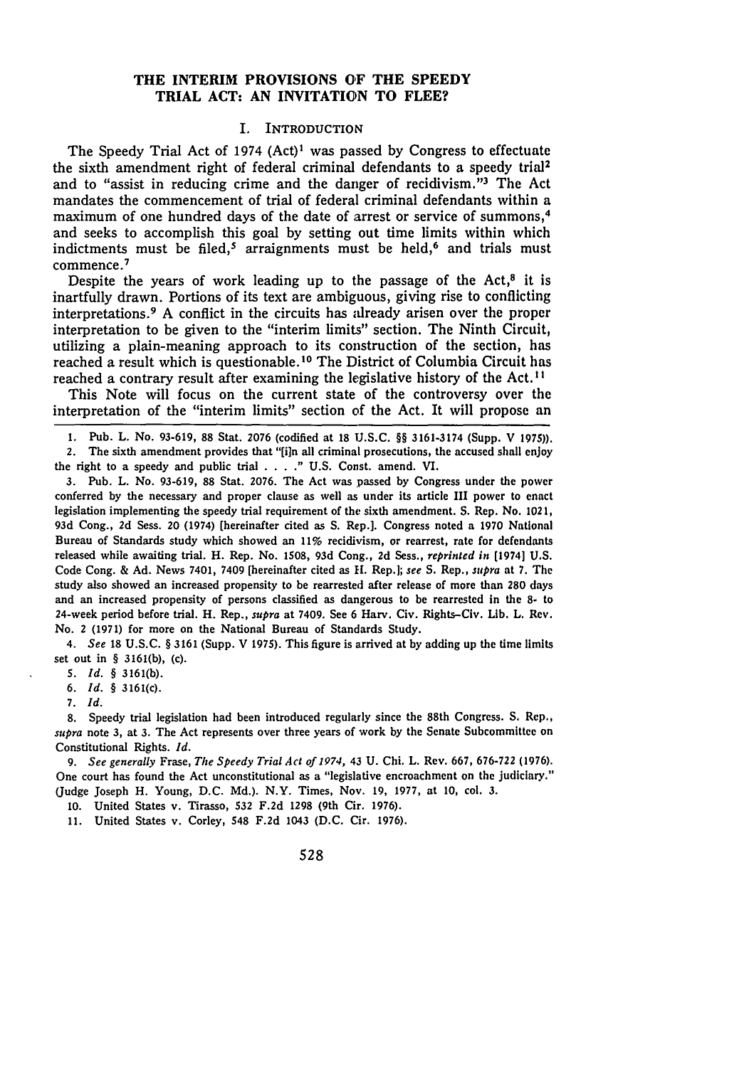## THE INTERIM PROVISIONS OF THE SPEEDY TRIAL ACT: AN INVITATION TO FLEE?

### I. INTRODUCTION

The Speedy Trial Act of 1974 (Act)[1] was passed by Congress to effectuate the sixth amendment right of federal criminal defendants to a speedy trial[2] and to "assist in reducing crime and the danger of recidivism."[3] The Act mandates the commencement of trial of federal criminal defendants within a maximum of one hundred days of the date of arrest or service of summons,[4] and seeks to accomplish this goal by setting out time limits within which indictments must be filed,[5] arraignments must be held,[6] and trials must commence.[7]

Despite the years of work leading up to the passage of the Act,[8] it is inartfully drawn. Portions of its text are ambiguous, giving rise to conflicting interpretations.[9] A conflict in the circuits has already arisen over the proper interpretation to be given to the "interim limits" section. The Ninth Circuit, utilizing a plain-meaning approach to its construction of the section, has reached a result which is questionable.[10] The District of Columbia Circuit has reached a contrary result after examining the legislative history of the Act.[11]

This Note will focus on the current state of the controversy over the interpretation of the "interim limits" section of the Act. It will propose an

---

1. Pub. L. No. 93-619, 88 Stat. 2076 (codified at 18 U.S.C. §§ 3161-3174 (Supp. V 1975)).

2. The sixth amendment provides that "[i]n all criminal prosecutions, the accused shall enjoy the right to a speedy and public trial . . . ." U.S. Const. amend. VI.

3. Pub. L. No. 93-619, 88 Stat. 2076. The Act was passed by Congress under the power conferred by the necessary and proper clause as well as under its article III power to enact legislation implementing the speedy trial requirement of the sixth amendment. S. Rep. No. 1021, 93d Cong., 2d Sess. 20 (1974) [hereinafter cited as S. Rep.]. Congress noted a 1970 National Bureau of Standards study which showed an 11% recidivism, or rearrest, rate for defendants released while awaiting trial. H. Rep. No. 1508, 93d Cong., 2d Sess., *reprinted in* [1974] U.S. Code Cong. & Ad. News 7401, 7409 [hereinafter cited as H. Rep.]; *see* S. Rep., *supra* at 7. The study also showed an increased propensity to be rearrested after release of more than 280 days and an increased propensity of persons classified as dangerous to be rearrested in the 8- to 24-week period before trial. H. Rep., *supra* at 7409. See 6 Harv. Civ. Rights-Civ. Lib. L. Rev. No. 2 (1971) for more on the National Bureau of Standards Study.

4. *See* 18 U.S.C. § 3161 (Supp. V 1975). This figure is arrived at by adding up the time limits set out in § 3161(b), (c).

5. *Id.* § 3161(b).

6. *Id.* § 3161(c).

7. *Id.*

8. Speedy trial legislation had been introduced regularly since the 88th Congress. S. Rep., *supra* note 3, at 3. The Act represents over three years of work by the Senate Subcommittee on Constitutional Rights. *Id.*

9. *See generally* Frase, *The Speedy Trial Act of 1974*, 43 U. Chi. L. Rev. 667, 676-722 (1976). One court has found the Act unconstitutional as a "legislative encroachment on the judiciary." (Judge Joseph H. Young, D.C. Md.). N.Y. Times, Nov. 19, 1977, at 10, col. 3.

10. United States v. Tirasso, 532 F.2d 1298 (9th Cir. 1976).

11. United States v. Corley, 548 F.2d 1043 (D.C. Cir. 1976).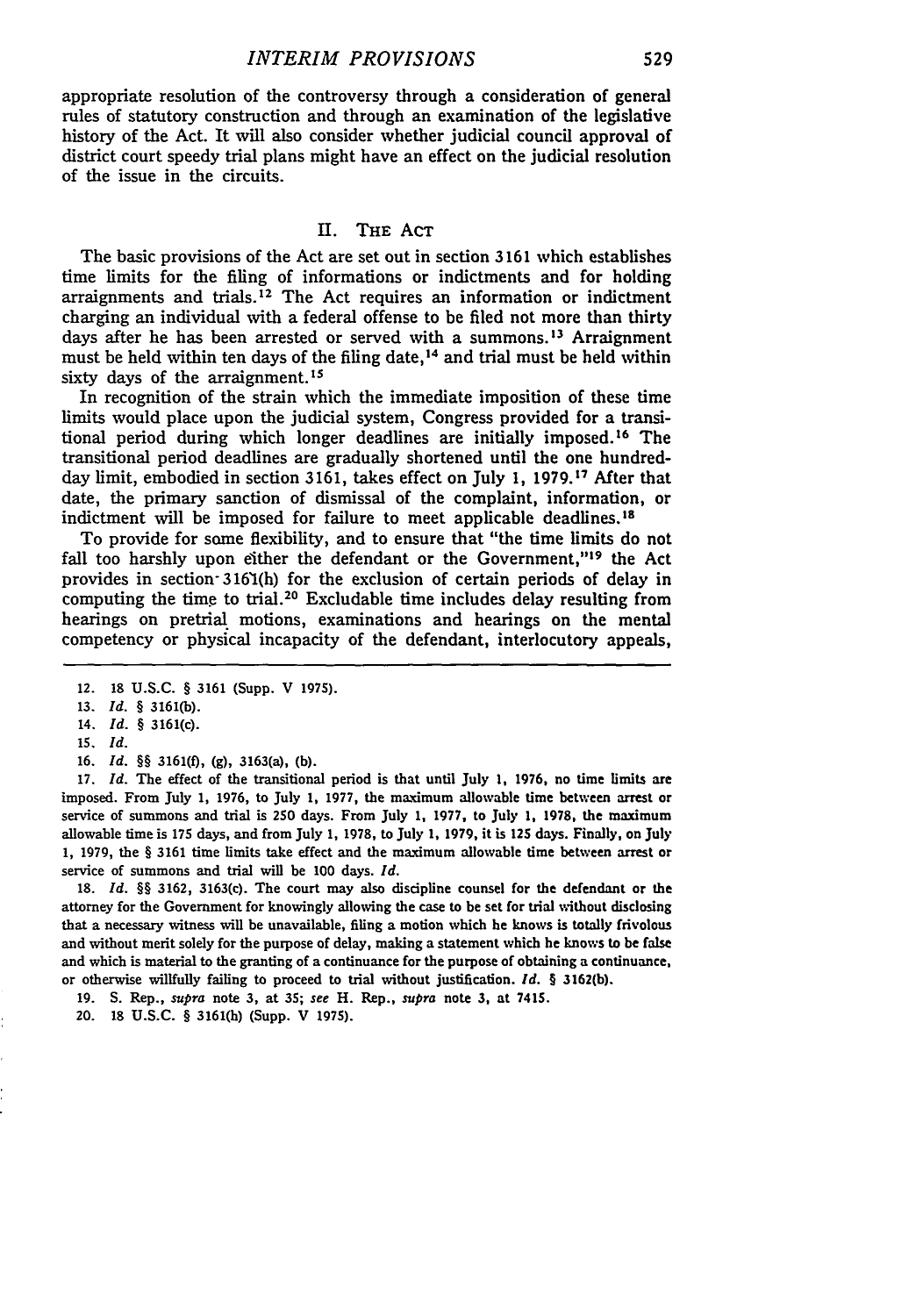appropriate resolution of the controversy through a consideration of general rules of statutory construction and through an examination of the legislative history of the Act. It will also consider whether judicial council approval of district court speedy trial plans might have an effect on the judicial resolution of the issue in the circuits.

## II. THE ACT

The basic provisions of the Act are set out in section 3161 which establishes time limits for the filing of informations or indictments and for holding arraignments and trials.[12] The Act requires an information or indictment charging an individual with a federal offense to be filed not more than thirty days after he has been arrested or served with a summons.[13] Arraignment must be held within ten days of the filing date,[14] and trial must be held within sixty days of the arraignment.[15]

In recognition of the strain which the immediate imposition of these time limits would place upon the judicial system, Congress provided for a transitional period during which longer deadlines are initially imposed.[16] The transitional period deadlines are gradually shortened until the one hundred-day limit, embodied in section 3161, takes effect on July 1, 1979.[17] After that date, the primary sanction of dismissal of the complaint, information, or indictment will be imposed for failure to meet applicable deadlines.[18]

To provide for some flexibility, and to ensure that "the time limits do not fall too harshly upon either the defendant or the Government,"[19] the Act provides in section 3161(h) for the exclusion of certain periods of delay in computing the time to trial.[20] Excludable time includes delay resulting from hearings on pretrial motions, examinations and hearings on the mental competency or physical incapacity of the defendant, interlocutory appeals,

---

12. 18 U.S.C. § 3161 (Supp. V 1975).

13. *Id.* § 3161(b).

14. *Id.* § 3161(c).

15. *Id.*

16. *Id.* §§ 3161(f), (g), 3163(a), (b).

17. *Id.* The effect of the transitional period is that until July 1, 1976, no time limits are imposed. From July 1, 1976, to July 1, 1977, the maximum allowable time between arrest or service of summons and trial is 250 days. From July 1, 1977, to July 1, 1978, the maximum allowable time is 175 days, and from July 1, 1978, to July 1, 1979, it is 125 days. Finally, on July 1, 1979, the § 3161 time limits take effect and the maximum allowable time between arrest or service of summons and trial will be 100 days. *Id.*

18. *Id.* §§ 3162, 3163(c). The court may also discipline counsel for the defendant or the attorney for the Government for knowingly allowing the case to be set for trial without disclosing that a necessary witness will be unavailable, filing a motion which he knows is totally frivolous and without merit solely for the purpose of delay, making a statement which he knows to be false and which is material to the granting of a continuance for the purpose of obtaining a continuance, or otherwise willfully failing to proceed to trial without justification. *Id.* § 3162(b).

19. S. Rep., *supra* note 3, at 35; *see* H. Rep., *supra* note 3, at 7415.

20. 18 U.S.C. § 3161(h) (Supp. V 1975).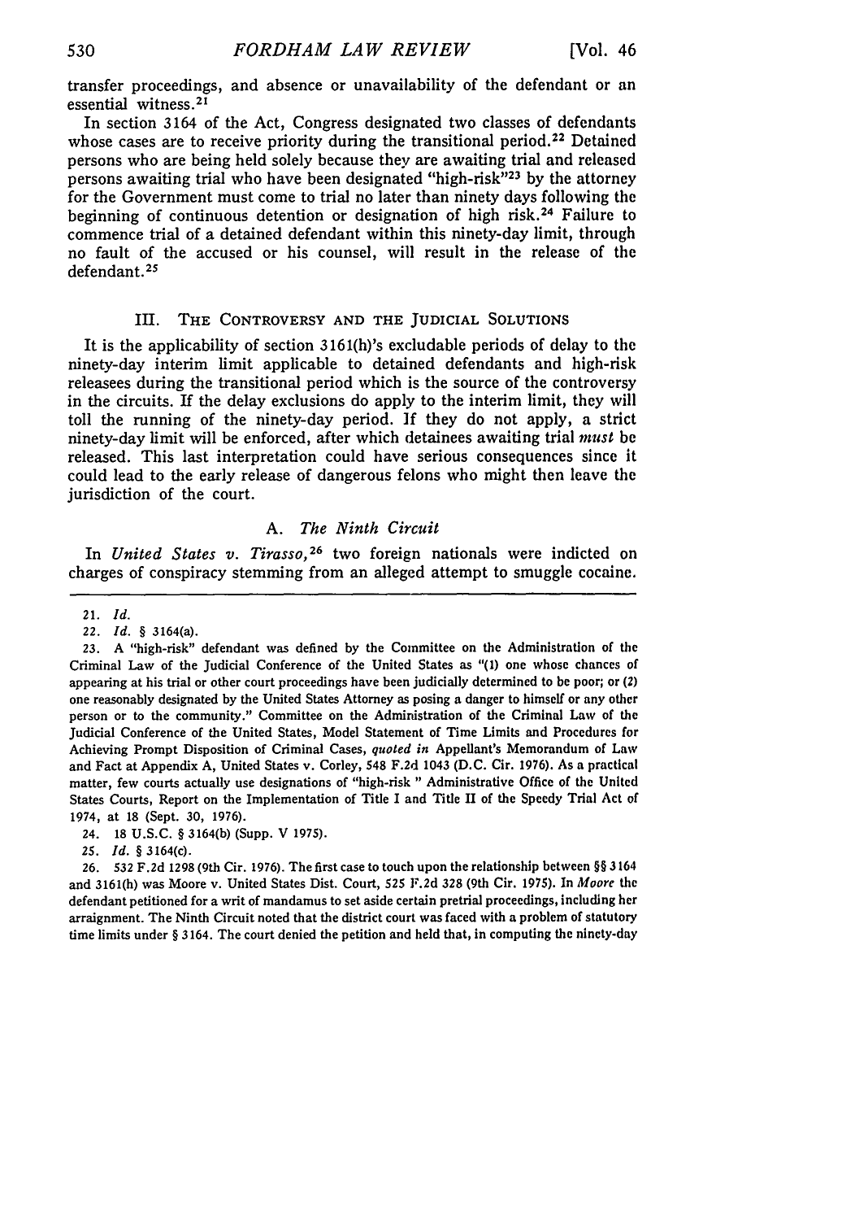transfer proceedings, and absence or unavailability of the defendant or an essential witness.[21]

In section 3164 of the Act, Congress designated two classes of defendants whose cases are to receive priority during the transitional period.[22] Detained persons who are being held solely because they are awaiting trial and released persons awaiting trial who have been designated "high-risk"[23] by the attorney for the Government must come to trial no later than ninety days following the beginning of continuous detention or designation of high risk.[24] Failure to commence trial of a detained defendant within this ninety-day limit, through no fault of the accused or his counsel, will result in the release of the defendant.[25]

## III. The Controversy and the Judicial Solutions

It is the applicability of section 3161(h)'s excludable periods of delay to the ninety-day interim limit applicable to detained defendants and high-risk releasees during the transitional period which is the source of the controversy in the circuits. If the delay exclusions do apply to the interim limit, they will toll the running of the ninety-day period. If they do not apply, a strict ninety-day limit will be enforced, after which detainees awaiting trial *must* be released. This last interpretation could have serious consequences since it could lead to the early release of dangerous felons who might then leave the jurisdiction of the court.

### A. *The Ninth Circuit*

In *United States v. Tirasso*,[26] two foreign nationals were indicted on charges of conspiracy stemming from an alleged attempt to smuggle cocaine.

---

21. *Id.*

22. *Id.* § 3164(a).

23. A "high-risk" defendant was defined by the Committee on the Administration of the Criminal Law of the Judicial Conference of the United States as "(1) one whose chances of appearing at his trial or other court proceedings have been judicially determined to be poor; or (2) one reasonably designated by the United States Attorney as posing a danger to himself or any other person or to the community." Committee on the Administration of the Criminal Law of the Judicial Conference of the United States, Model Statement of Time Limits and Procedures for Achieving Prompt Disposition of Criminal Cases, *quoted in* Appellant's Memorandum of Law and Fact at Appendix A, United States v. Corley, 548 F.2d 1043 (D.C. Cir. 1976). As a practical matter, few courts actually use designations of "high-risk " Administrative Office of the United States Courts, Report on the Implementation of Title I and Title II of the Speedy Trial Act of 1974, at 18 (Sept. 30, 1976).

24. 18 U.S.C. § 3164(b) (Supp. V 1975).

25. *Id.* § 3164(c).

26. 532 F.2d 1298 (9th Cir. 1976). The first case to touch upon the relationship between §§ 3164 and 3161(h) was Moore v. United States Dist. Court, 525 F.2d 328 (9th Cir. 1975). In *Moore* the defendant petitioned for a writ of mandamus to set aside certain pretrial proceedings, including her arraignment. The Ninth Circuit noted that the district court was faced with a problem of statutory time limits under § 3164. The court denied the petition and held that, in computing the ninety-day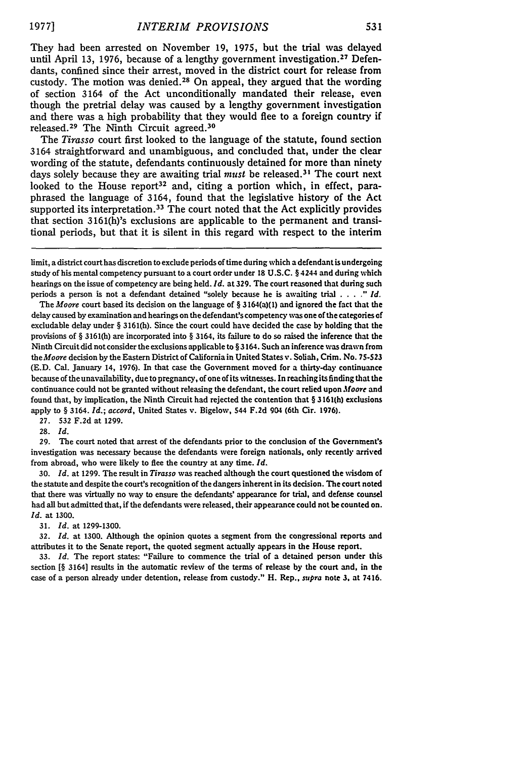They had been arrested on November 19, 1975, but the trial was delayed until April 13, 1976, because of a lengthy government investigation.[27] Defendants, confined since their arrest, moved in the district court for release from custody. The motion was denied.[28] On appeal, they argued that the wording of section 3164 of the Act unconditionally mandated their release, even though the pretrial delay was caused by a lengthy government investigation and there was a high probability that they would flee to a foreign country if released.[29] The Ninth Circuit agreed.[30]

The *Tirasso* court first looked to the language of the statute, found section 3164 straightforward and unambiguous, and concluded that, under the clear wording of the statute, defendants continuously detained for more than ninety days solely because they are awaiting trial *must* be released.[31] The court next looked to the House report[32] and, citing a portion which, in effect, paraphrased the language of 3164, found that the legislative history of the Act supported its interpretation.[33] The court noted that the Act explicitly provides that section 3161(h)'s exclusions are applicable to the permanent and transitional periods, but that it is silent in this regard with respect to the interim

---

limit, a district court has discretion to exclude periods of time during which a defendant is undergoing study of his mental competency pursuant to a court order under 18 U.S.C. § 4244 and during which hearings on the issue of competency are being held. *Id.* at 329. The court reasoned that during such periods a person is not a defendant detained "solely because he is awaiting trial . . . ." *Id.*

The *Moore* court based its decision on the language of § 3164(a)(1) and ignored the fact that the delay caused by examination and hearings on the defendant's competency was one of the categories of excludable delay under § 3161(h). Since the court could have decided the case by holding that the provisions of § 3161(h) are incorporated into § 3164, its failure to do so raised the inference that the Ninth Circuit did not consider the exclusions applicable to § 3164. Such an inference was drawn from the *Moore* decision by the Eastern District of California in United States v. Soliah, Crim. No. 75-523 (E.D. Cal. January 14, 1976). In that case the Government moved for a thirty-day continuance because of the unavailability, due to pregnancy, of one of its witnesses. In reaching its finding that the continuance could not be granted without releasing the defendant, the court relied upon *Moore* and found that, by implication, the Ninth Circuit had rejected the contention that § 3161(h) exclusions apply to § 3164. *Id.*; *accord*, United States v. Bigelow, 544 F.2d 904 (6th Cir. 1976).

27. 532 F.2d at 1299.

28. *Id.*

29. The court noted that arrest of the defendants prior to the conclusion of the Government's investigation was necessary because the defendants were foreign nationals, only recently arrived from abroad, who were likely to flee the country at any time. *Id.*

30. *Id.* at 1299. The result in *Tirasso* was reached although the court questioned the wisdom of the statute and despite the court's recognition of the dangers inherent in its decision. The court noted that there was virtually no way to ensure the defendants' appearance for trial, and defense counsel had all but admitted that, if the defendants were released, their appearance could not be counted on. *Id.* at 1300.

31. *Id.* at 1299-1300.

32. *Id.* at 1300. Although the opinion quotes a segment from the congressional reports and attributes it to the Senate report, the quoted segment actually appears in the House report.

33. *Id.* The report states: "Failure to commence the trial of a detained person under this section [§ 3164] results in the automatic review of the terms of release by the court and, in the case of a person already under detention, release from custody." H. Rep., *supra* note 3, at 7416.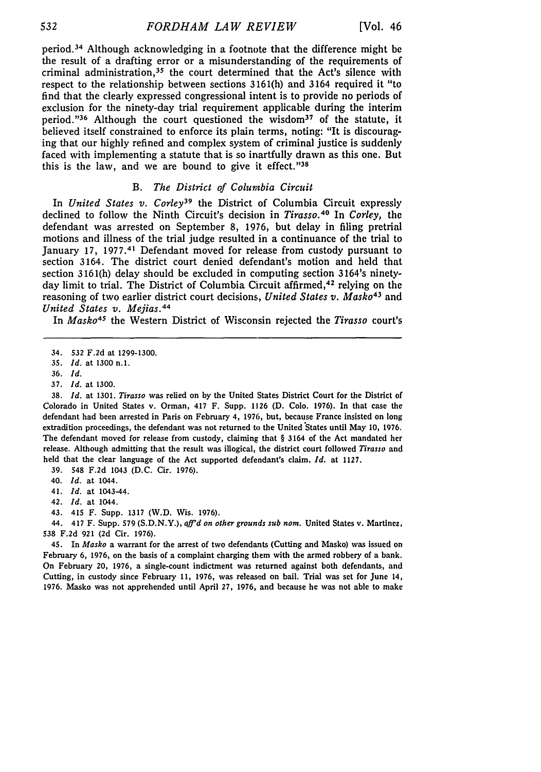period.[34] Although acknowledging in a footnote that the difference might be the result of a drafting error or a misunderstanding of the requirements of criminal administration,[35] the court determined that the Act's silence with respect to the relationship between sections 3161(h) and 3164 required it "to find that the clearly expressed congressional intent is to provide no periods of exclusion for the ninety-day trial requirement applicable during the interim period."[36] Although the court questioned the wisdom[37] of the statute, it believed itself constrained to enforce its plain terms, noting: "It is discouraging that our highly refined and complex system of criminal justice is suddenly faced with implementing a statute that is so inartfully drawn as this one. But this is the law, and we are bound to give it effect."[38]

### B. *The District of Columbia Circuit*

In *United States v. Corley*[39] the District of Columbia Circuit expressly declined to follow the Ninth Circuit's decision in *Tirasso*.[40] In *Corley*, the defendant was arrested on September 8, 1976, but delay in filing pretrial motions and illness of the trial judge resulted in a continuance of the trial to January 17, 1977.[41] Defendant moved for release from custody pursuant to section 3164. The district court denied defendant's motion and held that section 3161(h) delay should be excluded in computing section 3164's ninety-day limit to trial. The District of Columbia Circuit affirmed,[42] relying on the reasoning of two earlier district court decisions, *United States v. Masko*[43] and *United States v. Mejias*.[44]

In *Masko*[45] the Western District of Wisconsin rejected the *Tirasso* court's

---

34. 532 F.2d at 1299-1300.

35. *Id.* at 1300 n.1.

36. *Id.*

37. *Id.* at 1300.

38. *Id.* at 1301. *Tirasso* was relied on by the United States District Court for the District of Colorado in United States v. Orman, 417 F. Supp. 1126 (D. Colo. 1976). In that case the defendant had been arrested in Paris on February 4, 1976, but, because France insisted on long extradition proceedings, the defendant was not returned to the United States until May 10, 1976. The defendant moved for release from custody, claiming that § 3164 of the Act mandated her release. Although admitting that the result was illogical, the district court followed *Tirasso* and held that the clear language of the Act supported defendant's claim. *Id.* at 1127.

39. 548 F.2d 1043 (D.C. Cir. 1976).

40. *Id.* at 1044.

41. *Id.* at 1043-44.

42. *Id.* at 1044.

43. 415 F. Supp. 1317 (W.D. Wis. 1976).

44. 417 F. Supp. 579 (S.D.N.Y.), *aff'd on other grounds sub nom.* United States v. Martinez, 538 F.2d 921 (2d Cir. 1976).

45. In *Masko* a warrant for the arrest of two defendants (Cutting and Masko) was issued on February 6, 1976, on the basis of a complaint charging them with the armed robbery of a bank. On February 20, 1976, a single-count indictment was returned against both defendants, and Cutting, in custody since February 11, 1976, was released on bail. Trial was set for June 14, 1976. Masko was not apprehended until April 27, 1976, and because he was not able to make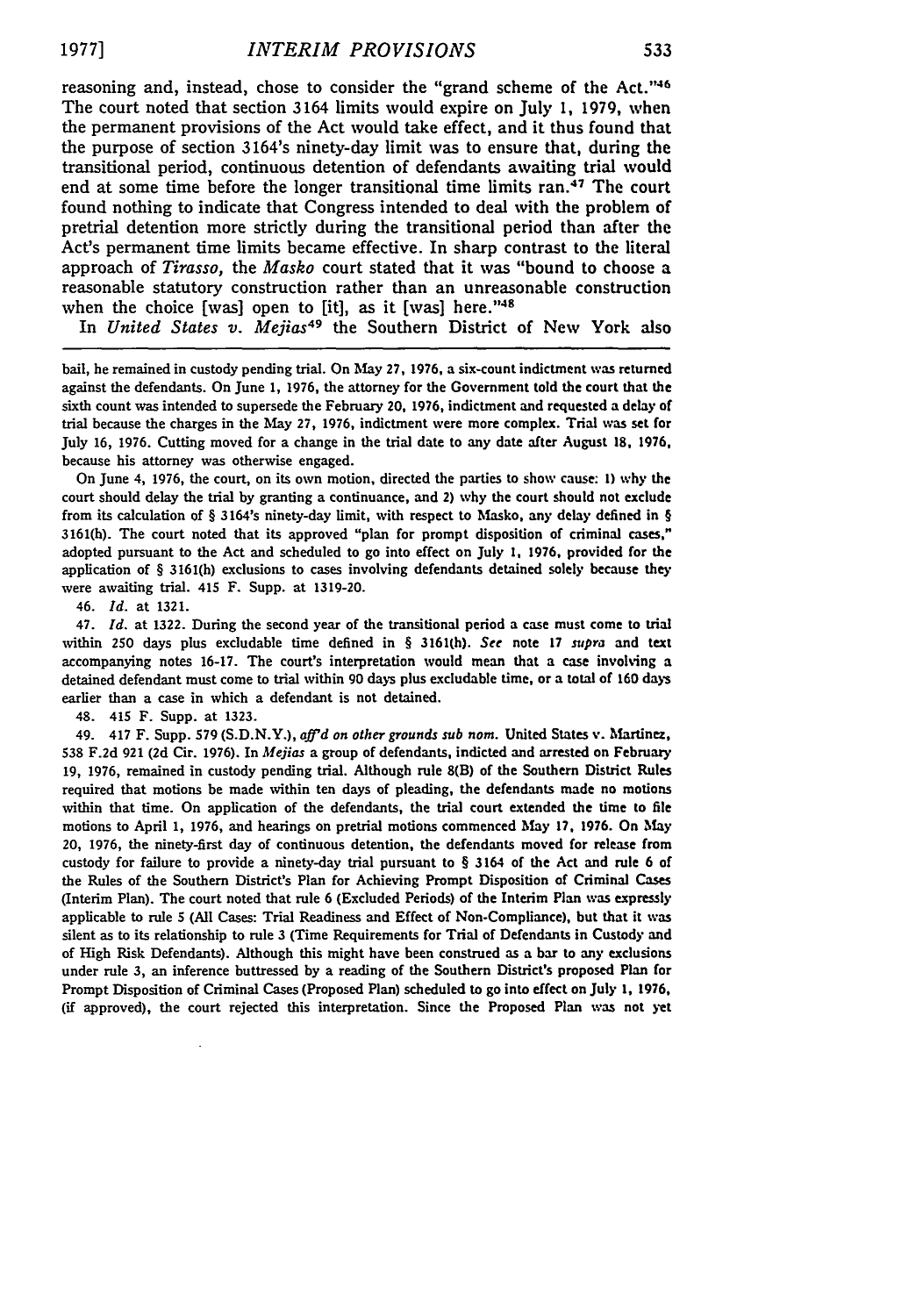reasoning and, instead, chose to consider the "grand scheme of the Act."[46] The court noted that section 3164 limits would expire on July 1, 1979, when the permanent provisions of the Act would take effect, and it thus found that the purpose of section 3164's ninety-day limit was to ensure that, during the transitional period, continuous detention of defendants awaiting trial would end at some time before the longer transitional time limits ran.[47] The court found nothing to indicate that Congress intended to deal with the problem of pretrial detention more strictly during the transitional period than after the Act's permanent time limits became effective. In sharp contrast to the literal approach of *Tirasso,* the *Masko* court stated that it was "bound to choose a reasonable statutory construction rather than an unreasonable construction when the choice [was] open to [it], as it [was] here."[48]

In *United States v. Mejias*[49] the Southern District of New York also

---

bail, he remained in custody pending trial. On May 27, 1976, a six-count indictment was returned against the defendants. On June 1, 1976, the attorney for the Government told the court that the sixth count was intended to supersede the February 20, 1976, indictment and requested a delay of trial because the charges in the May 27, 1976, indictment were more complex. Trial was set for July 16, 1976. Cutting moved for a change in the trial date to any date after August 18, 1976, because his attorney was otherwise engaged.

On June 4, 1976, the court, on its own motion, directed the parties to show cause: 1) why the court should delay the trial by granting a continuance, and 2) why the court should not exclude from its calculation of § 3164's ninety-day limit, with respect to Masko, any delay defined in § 3161(h). The court noted that its approved "plan for prompt disposition of criminal cases," adopted pursuant to the Act and scheduled to go into effect on July 1, 1976, provided for the application of § 3161(h) exclusions to cases involving defendants detained solely because they were awaiting trial. 415 F. Supp. at 1319-20.

46. *Id.* at 1321.

47. *Id.* at 1322. During the second year of the transitional period a case must come to trial within 250 days plus excludable time defined in § 3161(h). *See* note 17 *supra* and text accompanying notes 16-17. The court's interpretation would mean that a case involving a detained defendant must come to trial within 90 days plus excludable time, or a total of 160 days earlier than a case in which a defendant is not detained.

48. 415 F. Supp. at 1323.

49. 417 F. Supp. 579 (S.D.N.Y.), *aff'd on other grounds sub nom.* United States v. Martinez, 538 F.2d 921 (2d Cir. 1976). In *Mejias* a group of defendants, indicted and arrested on February 19, 1976, remained in custody pending trial. Although rule 8(B) of the Southern District Rules required that motions be made within ten days of pleading, the defendants made no motions within that time. On application of the defendants, the trial court extended the time to file motions to April 1, 1976, and hearings on pretrial motions commenced May 17, 1976. On May 20, 1976, the ninety-first day of continuous detention, the defendants moved for release from custody for failure to provide a ninety-day trial pursuant to § 3164 of the Act and rule 6 of the Rules of the Southern District's Plan for Achieving Prompt Disposition of Criminal Cases (Interim Plan). The court noted that rule 6 (Excluded Periods) of the Interim Plan was expressly applicable to rule 5 (All Cases: Trial Readiness and Effect of Non-Compliance), but that it was silent as to its relationship to rule 3 (Time Requirements for Trial of Defendants in Custody and of High Risk Defendants). Although this might have been construed as a bar to any exclusions under rule 3, an inference buttressed by a reading of the Southern District's proposed Plan for Prompt Disposition of Criminal Cases (Proposed Plan) scheduled to go into effect on July 1, 1976, (if approved), the court rejected this interpretation. Since the Proposed Plan was not yet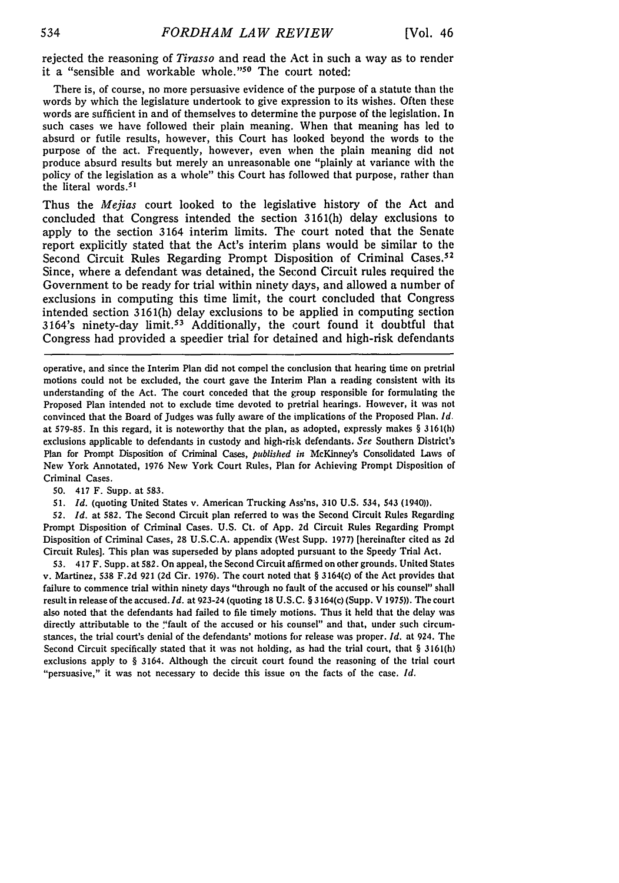rejected the reasoning of *Tirasso* and read the Act in such a way as to render it a "sensible and workable whole."[50] The court noted:

> There is, of course, no more persuasive evidence of the purpose of a statute than the words by which the legislature undertook to give expression to its wishes. Often these words are sufficient in and of themselves to determine the purpose of the legislation. In such cases we have followed their plain meaning. When that meaning has led to absurd or futile results, however, this Court has looked beyond the words to the purpose of the act. Frequently, however, even when the plain meaning did not produce absurd results but merely an unreasonable one "plainly at variance with the policy of the legislation as a whole" this Court has followed that purpose, rather than the literal words.[51]

Thus the *Mejias* court looked to the legislative history of the Act and concluded that Congress intended the section 3161(h) delay exclusions to apply to the section 3164 interim limits. The court noted that the Senate report explicitly stated that the Act's interim plans would be similar to the Second Circuit Rules Regarding Prompt Disposition of Criminal Cases.[52] Since, where a defendant was detained, the Second Circuit rules required the Government to be ready for trial within ninety days, and allowed a number of exclusions in computing this time limit, the court concluded that Congress intended section 3161(h) delay exclusions to be applied in computing section 3164's ninety-day limit.[53] Additionally, the court found it doubtful that Congress had provided a speedier trial for detained and high-risk defendants

---

operative, and since the Interim Plan did not compel the conclusion that hearing time on pretrial motions could not be excluded, the court gave the Interim Plan a reading consistent with its understanding of the Act. The court conceded that the group responsible for formulating the Proposed Plan intended not to exclude time devoted to pretrial hearings. However, it was not convinced that the Board of Judges was fully aware of the implications of the Proposed Plan. *Id.* at 579-85. In this regard, it is noteworthy that the plan, as adopted, expressly makes § 3161(h) exclusions applicable to defendants in custody and high-risk defendants. *See* Southern District's Plan for Prompt Disposition of Criminal Cases, *published in* McKinney's Consolidated Laws of New York Annotated, 1976 New York Court Rules, Plan for Achieving Prompt Disposition of Criminal Cases.

50. 417 F. Supp. at 583.

51. *Id.* (quoting United States v. American Trucking Ass'ns, 310 U.S. 534, 543 (1940)).

52. *Id.* at 582. The Second Circuit plan referred to was the Second Circuit Rules Regarding Prompt Disposition of Criminal Cases. U.S. Ct. of App. 2d Circuit Rules Regarding Prompt Disposition of Criminal Cases, 28 U.S.C.A. appendix (West Supp. 1977) [hereinafter cited as 2d Circuit Rules]. This plan was superseded by plans adopted pursuant to the Speedy Trial Act.

53. 417 F. Supp. at 582. On appeal, the Second Circuit affirmed on other grounds. United States v. Martinez, 538 F.2d 921 (2d Cir. 1976). The court noted that § 3164(c) of the Act provides that failure to commence trial within ninety days "through no fault of the accused or his counsel" shall result in release of the accused. *Id.* at 923-24 (quoting 18 U.S.C. § 3164(c) (Supp. V 1975)). The court also noted that the defendants had failed to file timely motions. Thus it held that the delay was directly attributable to the "fault of the accused or his counsel" and that, under such circumstances, the trial court's denial of the defendants' motions for release was proper. *Id.* at 924. The Second Circuit specifically stated that it was not holding, as had the trial court, that § 3161(h) exclusions apply to § 3164. Although the circuit court found the reasoning of the trial court "persuasive," it was not necessary to decide this issue on the facts of the case. *Id.*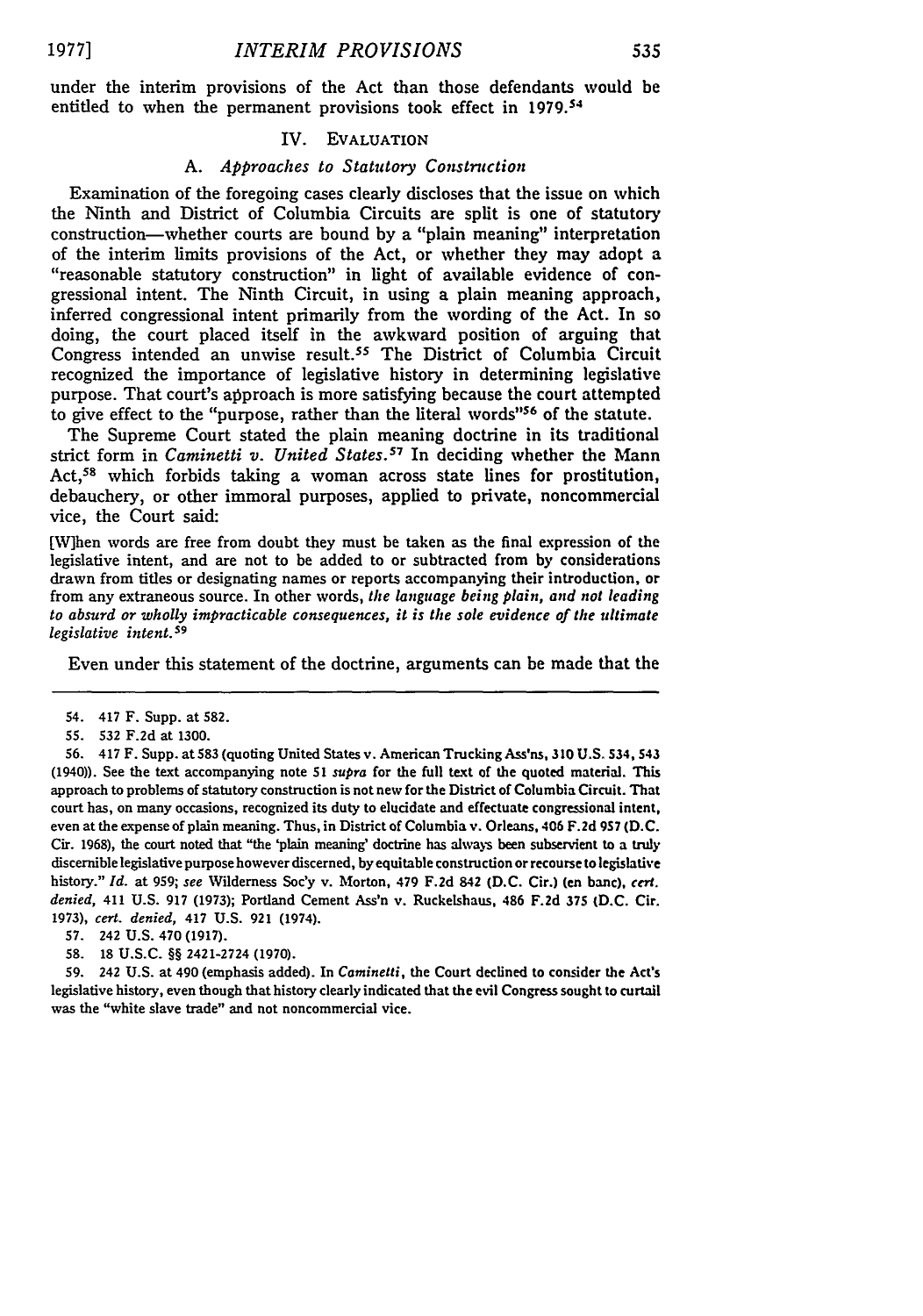under the interim provisions of the Act than those defendants would be entitled to when the permanent provisions took effect in 1979.[54]

## IV. Evaluation

### A. *Approaches to Statutory Construction*

Examination of the foregoing cases clearly discloses that the issue on which the Ninth and District of Columbia Circuits are split is one of statutory construction—whether courts are bound by a "plain meaning" interpretation of the interim limits provisions of the Act, or whether they may adopt a "reasonable statutory construction" in light of available evidence of congressional intent. The Ninth Circuit, in using a plain meaning approach, inferred congressional intent primarily from the wording of the Act. In so doing, the court placed itself in the awkward position of arguing that Congress intended an unwise result.[55] The District of Columbia Circuit recognized the importance of legislative history in determining legislative purpose. That court's approach is more satisfying because the court attempted to give effect to the "purpose, rather than the literal words"[56] of the statute.

The Supreme Court stated the plain meaning doctrine in its traditional strict form in *Caminetti v. United States.*[57] In deciding whether the Mann Act,[58] which forbids taking a woman across state lines for prostitution, debauchery, or other immoral purposes, applied to private, noncommercial vice, the Court said:

> [W]hen words are free from doubt they must be taken as the final expression of the legislative intent, and are not to be added to or subtracted from by considerations drawn from titles or designating names or reports accompanying their introduction, or from any extraneous source. In other words, *the language being plain, and not leading to absurd or wholly impracticable consequences, it is the sole evidence of the ultimate legislative intent.*[59]

Even under this statement of the doctrine, arguments can be made that the

---

54. 417 F. Supp. at 582.

55. 532 F.2d at 1300.

56. 417 F. Supp. at 583 (quoting United States v. American Trucking Ass'ns, 310 U.S. 534, 543 (1940)). See the text accompanying note 51 *supra* for the full text of the quoted material. This approach to problems of statutory construction is not new for the District of Columbia Circuit. That court has, on many occasions, recognized its duty to elucidate and effectuate congressional intent, even at the expense of plain meaning. Thus, in District of Columbia v. Orleans, 406 F.2d 957 (D.C. Cir. 1968), the court noted that "the 'plain meaning' doctrine has always been subservient to a truly discernible legislative purpose however discerned, by equitable construction or recourse to legislative history." *Id.* at 959; *see* Wilderness Soc'y v. Morton, 479 F.2d 842 (D.C. Cir.) (en banc), *cert. denied*, 411 U.S. 917 (1973); Portland Cement Ass'n v. Ruckelshaus, 486 F.2d 375 (D.C. Cir. 1973), *cert. denied*, 417 U.S. 921 (1974).

57. 242 U.S. 470 (1917).

58. 18 U.S.C. §§ 2421-2724 (1970).

59. 242 U.S. at 490 (emphasis added). In *Caminetti*, the Court declined to consider the Act's legislative history, even though that history clearly indicated that the evil Congress sought to curtail was the "white slave trade" and not noncommercial vice.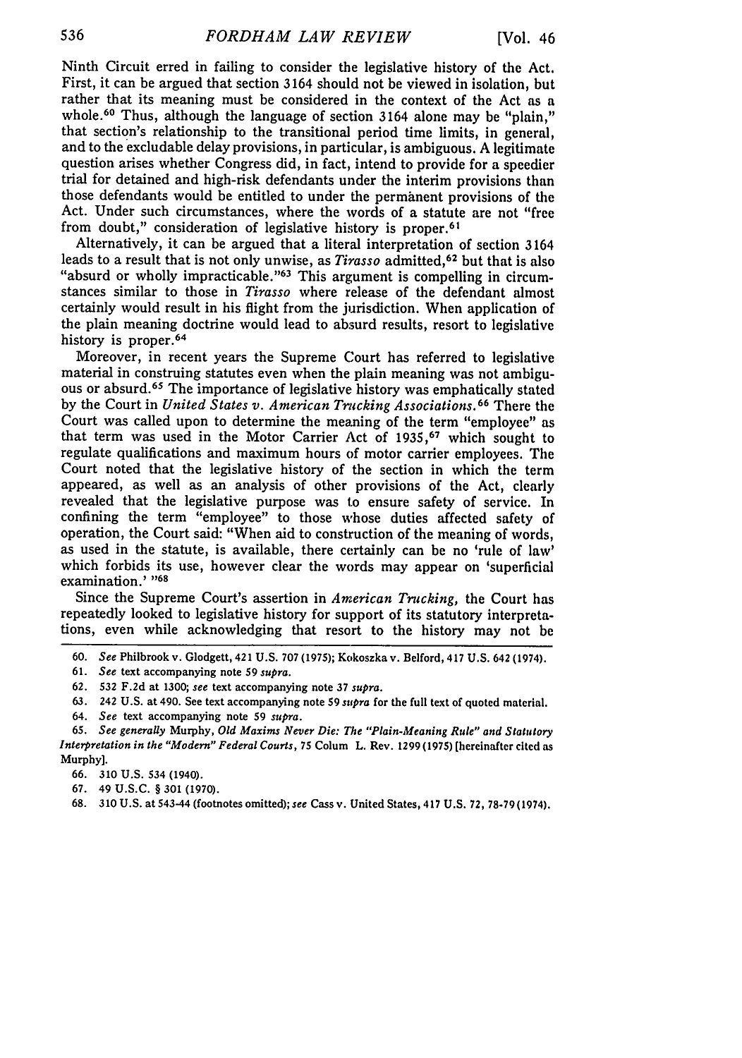Ninth Circuit erred in failing to consider the legislative history of the Act. First, it can be argued that section 3164 should not be viewed in isolation, but rather that its meaning must be considered in the context of the Act as a whole.[60] Thus, although the language of section 3164 alone may be "plain," that section's relationship to the transitional period time limits, in general, and to the excludable delay provisions, in particular, is ambiguous. A legitimate question arises whether Congress did, in fact, intend to provide for a speedier trial for detained and high-risk defendants under the interim provisions than those defendants would be entitled to under the permanent provisions of the Act. Under such circumstances, where the words of a statute are not "free from doubt," consideration of legislative history is proper.[61]

Alternatively, it can be argued that a literal interpretation of section 3164 leads to a result that is not only unwise, as *Tirasso* admitted,[62] but that is also "absurd or wholly impracticable."[63] This argument is compelling in circumstances similar to those in *Tirasso* where release of the defendant almost certainly would result in his flight from the jurisdiction. When application of the plain meaning doctrine would lead to absurd results, resort to legislative history is proper.[64]

Moreover, in recent years the Supreme Court has referred to legislative material in construing statutes even when the plain meaning was not ambiguous or absurd.[65] The importance of legislative history was emphatically stated by the Court in *United States v. American Trucking Associations.*[66] There the Court was called upon to determine the meaning of the term "employee" as that term was used in the Motor Carrier Act of 1935,[67] which sought to regulate qualifications and maximum hours of motor carrier employees. The Court noted that the legislative history of the section in which the term appeared, as well as an analysis of other provisions of the Act, clearly revealed that the legislative purpose was to ensure safety of service. In confining the term "employee" to those whose duties affected safety of operation, the Court said: "When aid to construction of the meaning of words, as used in the statute, is available, there certainly can be no 'rule of law' which forbids its use, however clear the words may appear on 'superficial examination.' "[68]

Since the Supreme Court's assertion in *American Trucking,* the Court has repeatedly looked to legislative history for support of its statutory interpretations, even while acknowledging that resort to the history may not be

---

60. *See* Philbrook v. Glodgett, 421 U.S. 707 (1975); Kokoszka v. Belford, 417 U.S. 642 (1974).

61. *See* text accompanying note 59 *supra.*

62. 532 F.2d at 1300; *see* text accompanying note 37 *supra.*

63. 242 U.S. at 490. See text accompanying note 59 *supra* for the full text of quoted material.

64. *See* text accompanying note 59 *supra.*

65. *See generally* Murphy, *Old Maxims Never Die: The "Plain-Meaning Rule" and Statutory Interpretation in the "Modern" Federal Courts,* 75 Colum L. Rev. 1299 (1975) [hereinafter cited as Murphy].

66. 310 U.S. 534 (1940).

67. 49 U.S.C. § 301 (1970).

68. 310 U.S. at 543-44 (footnotes omitted); *see* Cass v. United States, 417 U.S. 72, 78-79 (1974).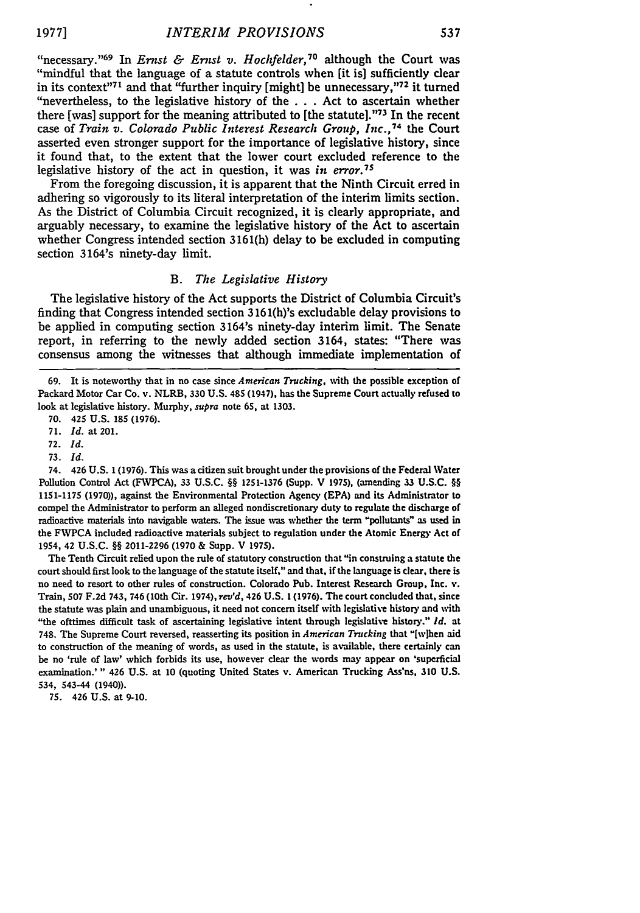"necessary."[69] In *Ernst & Ernst v. Hochfelder,*[70] although the Court was "mindful that the language of a statute controls when [it is] sufficiently clear in its context"[71] and that "further inquiry [might] be unnecessary,"[72] it turned "nevertheless, to the legislative history of the . . . Act to ascertain whether there [was] support for the meaning attributed to [the statute]."[73] In the recent case of *Train v. Colorado Public Interest Research Group, Inc.,*[74] the Court asserted even stronger support for the importance of legislative history, since it found that, to the extent that the lower court excluded reference to the legislative history of the act in question, it was *in error.*[75]

From the foregoing discussion, it is apparent that the Ninth Circuit erred in adhering so vigorously to its literal interpretation of the interim limits section. As the District of Columbia Circuit recognized, it is clearly appropriate, and arguably necessary, to examine the legislative history of the Act to ascertain whether Congress intended section 3161(h) delay to be excluded in computing section 3164's ninety-day limit.

### B. *The Legislative History*

The legislative history of the Act supports the District of Columbia Circuit's finding that Congress intended section 3161(h)'s excludable delay provisions to be applied in computing section 3164's ninety-day interim limit. The Senate report, in referring to the newly added section 3164, states: "There was consensus among the witnesses that although immediate implementation of

---

69. It is noteworthy that in no case since *American Trucking*, with the possible exception of Packard Motor Car Co. v. NLRB, 330 U.S. 485 (1947), has the Supreme Court actually refused to look at legislative history. Murphy, *supra* note 65, at 1303.

70. 425 U.S. 185 (1976).

71. *Id.* at 201.

72. *Id.*

73. *Id.*

74. 426 U.S. 1 (1976). This was a citizen suit brought under the provisions of the Federal Water Pollution Control Act (FWPCA), 33 U.S.C. §§ 1251-1376 (Supp. V 1975), (amending 33 U.S.C. §§ 1151-1175 (1970)), against the Environmental Protection Agency (EPA) and its Administrator to compel the Administrator to perform an alleged nondiscretionary duty to regulate the discharge of radioactive materials into navigable waters. The issue was whether the term "pollutants" as used in the FWPCA included radioactive materials subject to regulation under the Atomic Energy Act of 1954, 42 U.S.C. §§ 2011-2296 (1970 & Supp. V 1975).

The Tenth Circuit relied upon the rule of statutory construction that "in construing a statute the court should first look to the language of the statute itself," and that, if the language is clear, there is no need to resort to other rules of construction. Colorado Pub. Interest Research Group, Inc. v. Train, 507 F.2d 743, 746 (10th Cir. 1974), *rev'd*, 426 U.S. 1 (1976). The court concluded that, since the statute was plain and unambiguous, it need not concern itself with legislative history and with "the ofttimes difficult task of ascertaining legislative intent through legislative history." *Id.* at 748. The Supreme Court reversed, reasserting its position in *American Trucking* that "[w]hen aid to construction of the meaning of words, as used in the statute, is available, there certainly can be no 'rule of law' which forbids its use, however clear the words may appear on 'superficial examination.' " 426 U.S. at 10 (quoting United States v. American Trucking Ass'ns, 310 U.S. 534, 543-44 (1940)).

75. 426 U.S. at 9-10.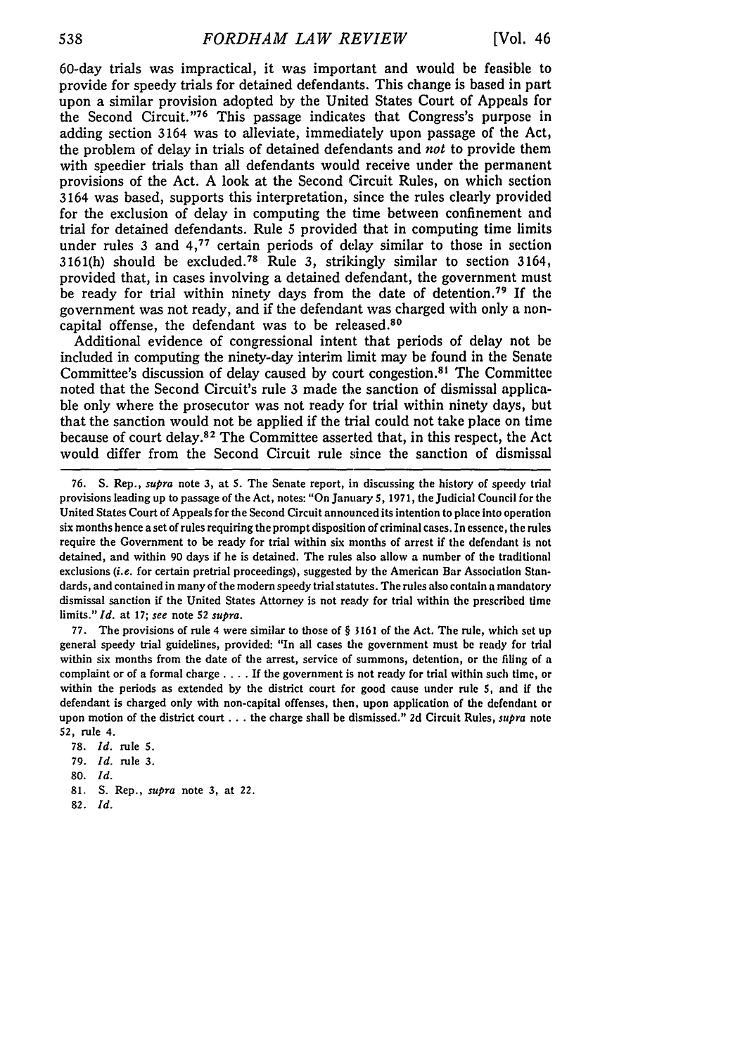60-day trials was impractical, it was important and would be feasible to provide for speedy trials for detained defendants. This change is based in part upon a similar provision adopted by the United States Court of Appeals for the Second Circuit."[76] This passage indicates that Congress's purpose in adding section 3164 was to alleviate, immediately upon passage of the Act, the problem of delay in trials of detained defendants and *not* to provide them with speedier trials than all defendants would receive under the permanent provisions of the Act. A look at the Second Circuit Rules, on which section 3164 was based, supports this interpretation, since the rules clearly provided for the exclusion of delay in computing the time between confinement and trial for detained defendants. Rule 5 provided that in computing time limits under rules 3 and 4,[77] certain periods of delay similar to those in section 3161(h) should be excluded.[78] Rule 3, strikingly similar to section 3164, provided that, in cases involving a detained defendant, the government must be ready for trial within ninety days from the date of detention.[79] If the government was not ready, and if the defendant was charged with only a non-capital offense, the defendant was to be released.[80]

Additional evidence of congressional intent that periods of delay not be included in computing the ninety-day interim limit may be found in the Senate Committee's discussion of delay caused by court congestion.[81] The Committee noted that the Second Circuit's rule 3 made the sanction of dismissal applicable only where the prosecutor was not ready for trial within ninety days, but that the sanction would not be applied if the trial could not take place on time because of court delay.[82] The Committee asserted that, in this respect, the Act would differ from the Second Circuit rule since the sanction of dismissal

76. S. Rep., *supra* note 3, at 5. The Senate report, in discussing the history of speedy trial provisions leading up to passage of the Act, notes: "On January 5, 1971, the Judicial Council for the United States Court of Appeals for the Second Circuit announced its intention to place into operation six months hence a set of rules requiring the prompt disposition of criminal cases. In essence, the rules require the Government to be ready for trial within six months of arrest if the defendant is not detained, and within 90 days if he is detained. The rules also allow a number of the traditional exclusions (*i.e.* for certain pretrial proceedings), suggested by the American Bar Association Standards, and contained in many of the modern speedy trial statutes. The rules also contain a mandatory dismissal sanction if the United States Attorney is not ready for trial within the prescribed time limits." *Id.* at 17; *see* note 52 *supra*.

77. The provisions of rule 4 were similar to those of § 3161 of the Act. The rule, which set up general speedy trial guidelines, provided: "In all cases the government must be ready for trial within six months from the date of the arrest, service of summons, detention, or the filing of a complaint or of a formal charge . . . . If the government is not ready for trial within such time, or within the periods as extended by the district court for good cause under rule 5, and if the defendant is charged only with non-capital offenses, then, upon application of the defendant or upon motion of the district court . . . the charge shall be dismissed." 2d Circuit Rules, *supra* note 52, rule 4.

78. *Id.* rule 5.

79. *Id.* rule 3.

80. *Id.*

81. S. Rep., *supra* note 3, at 22.

82. *Id.*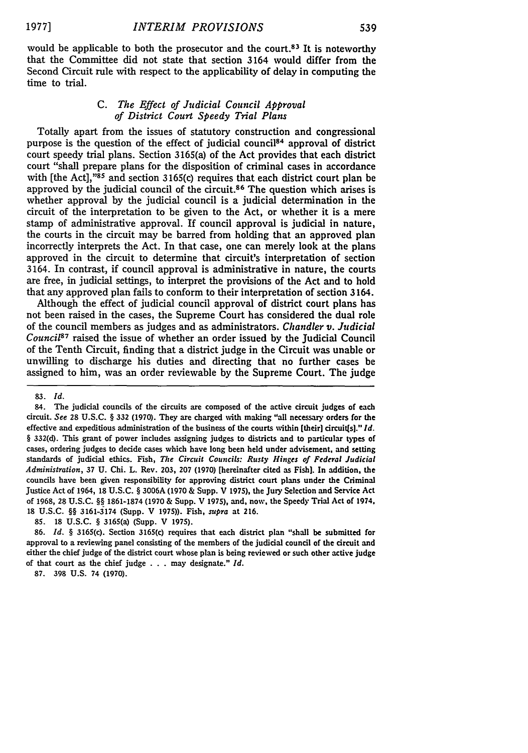would be applicable to both the prosecutor and the court.[83] It is noteworthy that the Committee did not state that section 3164 would differ from the Second Circuit rule with respect to the applicability of delay in computing the time to trial.

### C. *The Effect of Judicial Council Approval of District Court Speedy Trial Plans*

Totally apart from the issues of statutory construction and congressional purpose is the question of the effect of judicial council[84] approval of district court speedy trial plans. Section 3165(a) of the Act provides that each district court "shall prepare plans for the disposition of criminal cases in accordance with [the Act],"[85] and section 3165(c) requires that each district court plan be approved by the judicial council of the circuit.[86] The question which arises is whether approval by the judicial council is a judicial determination in the circuit of the interpretation to be given to the Act, or whether it is a mere stamp of administrative approval. If council approval is judicial in nature, the courts in the circuit may be barred from holding that an approved plan incorrectly interprets the Act. In that case, one can merely look at the plans approved in the circuit to determine that circuit's interpretation of section 3164. In contrast, if council approval is administrative in nature, the courts are free, in judicial settings, to interpret the provisions of the Act and to hold that any approved plan fails to conform to their interpretation of section 3164.

Although the effect of judicial council approval of district court plans has not been raised in the cases, the Supreme Court has considered the dual role of the council members as judges and as administrators. *Chandler v. Judicial Council*[87] raised the issue of whether an order issued by the Judicial Council of the Tenth Circuit, finding that a district judge in the Circuit was unable or unwilling to discharge his duties and directing that no further cases be assigned to him, was an order reviewable by the Supreme Court. The judge

---

83. *Id.*

84. The judicial councils of the circuits are composed of the active circuit judges of each circuit. *See* 28 U.S.C. § 332 (1970). They are charged with making "all necessary orders for the effective and expeditious administration of the business of the courts within [their] circuit[s]." *Id.* § 332(d). This grant of power includes assigning judges to districts and to particular types of cases, ordering judges to decide cases which have long been held under advisement, and setting standards of judicial ethics. Fish, *The Circuit Councils: Rusty Hinges of Federal Judicial Administration*, 37 U. Chi. L. Rev. 203, 207 (1970) [hereinafter cited as Fish]. In addition, the councils have been given responsibility for approving district court plans under the Criminal Justice Act of 1964, 18 U.S.C. § 3006A (1970 & Supp. V 1975), the Jury Selection and Service Act of 1968, 28 U.S.C. §§ 1861-1874 (1970 & Supp. V 1975), and, now, the Speedy Trial Act of 1974, 18 U.S.C. §§ 3161-3174 (Supp. V 1975)). Fish, *supra* at 216.

85. 18 U.S.C. § 3165(a) (Supp. V 1975).

86. *Id.* § 3165(c). Section 3165(c) requires that each district plan "shall be submitted for approval to a reviewing panel consisting of the members of the judicial council of the circuit and either the chief judge of the district court whose plan is being reviewed or such other active judge of that court as the chief judge . . . may designate." *Id.*

87. 398 U.S. 74 (1970).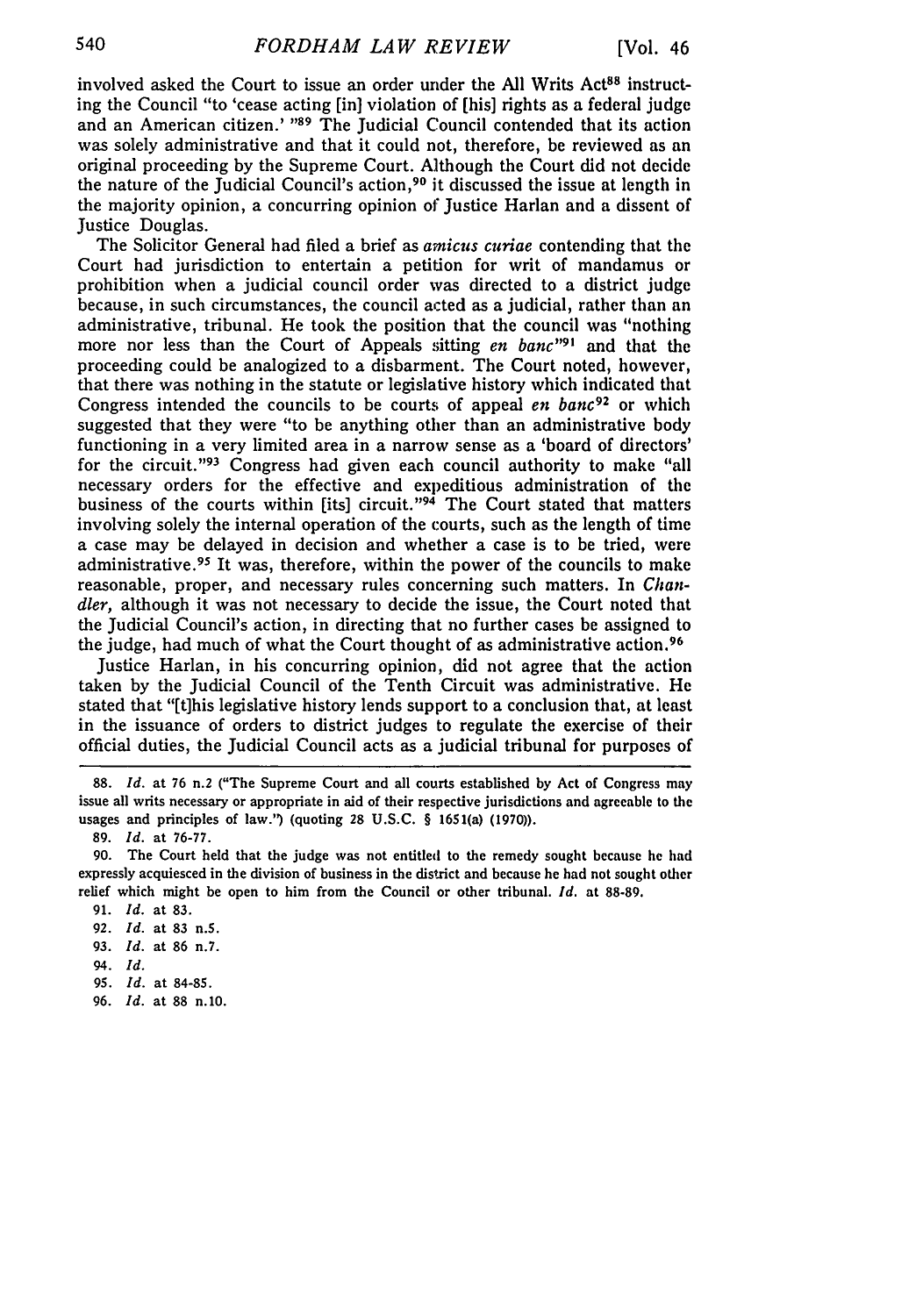involved asked the Court to issue an order under the All Writs Act[88] instructing the Council "to 'cease acting [in] violation of [his] rights as a federal judge and an American citizen.' "[89] The Judicial Council contended that its action was solely administrative and that it could not, therefore, be reviewed as an original proceeding by the Supreme Court. Although the Court did not decide the nature of the Judicial Council's action,[90] it discussed the issue at length in the majority opinion, a concurring opinion of Justice Harlan and a dissent of Justice Douglas.

The Solicitor General had filed a brief as *amicus curiae* contending that the Court had jurisdiction to entertain a petition for writ of mandamus or prohibition when a judicial council order was directed to a district judge because, in such circumstances, the council acted as a judicial, rather than an administrative, tribunal. He took the position that the council was "nothing more nor less than the Court of Appeals sitting *en banc*"[91] and that the proceeding could be analogized to a disbarment. The Court noted, however, that there was nothing in the statute or legislative history which indicated that Congress intended the councils to be courts of appeal *en banc*[92] or which suggested that they were "to be anything other than an administrative body functioning in a very limited area in a narrow sense as a 'board of directors' for the circuit."[93] Congress had given each council authority to make "all necessary orders for the effective and expeditious administration of the business of the courts within [its] circuit."[94] The Court stated that matters involving solely the internal operation of the courts, such as the length of time a case may be delayed in decision and whether a case is to be tried, were administrative.[95] It was, therefore, within the power of the councils to make reasonable, proper, and necessary rules concerning such matters. In *Chandler*, although it was not necessary to decide the issue, the Court noted that the Judicial Council's action, in directing that no further cases be assigned to the judge, had much of what the Court thought of as administrative action.[96]

Justice Harlan, in his concurring opinion, did not agree that the action taken by the Judicial Council of the Tenth Circuit was administrative. He stated that "[t]his legislative history lends support to a conclusion that, at least in the issuance of orders to district judges to regulate the exercise of their official duties, the Judicial Council acts as a judicial tribunal for purposes of

---

88. *Id.* at 76 n.2 ("The Supreme Court and all courts established by Act of Congress may issue all writs necessary or appropriate in aid of their respective jurisdictions and agreeable to the usages and principles of law.") (quoting 28 U.S.C. § 1651(a) (1970)).

89. *Id.* at 76-77.

90. The Court held that the judge was not entitled to the remedy sought because he had expressly acquiesced in the division of business in the district and because he had not sought other relief which might be open to him from the Council or other tribunal. *Id.* at 88-89.

91. *Id.* at 83.

92. *Id.* at 83 n.5.

93. *Id.* at 86 n.7.

94. *Id.*

95. *Id.* at 84-85.

96. *Id.* at 88 n.10.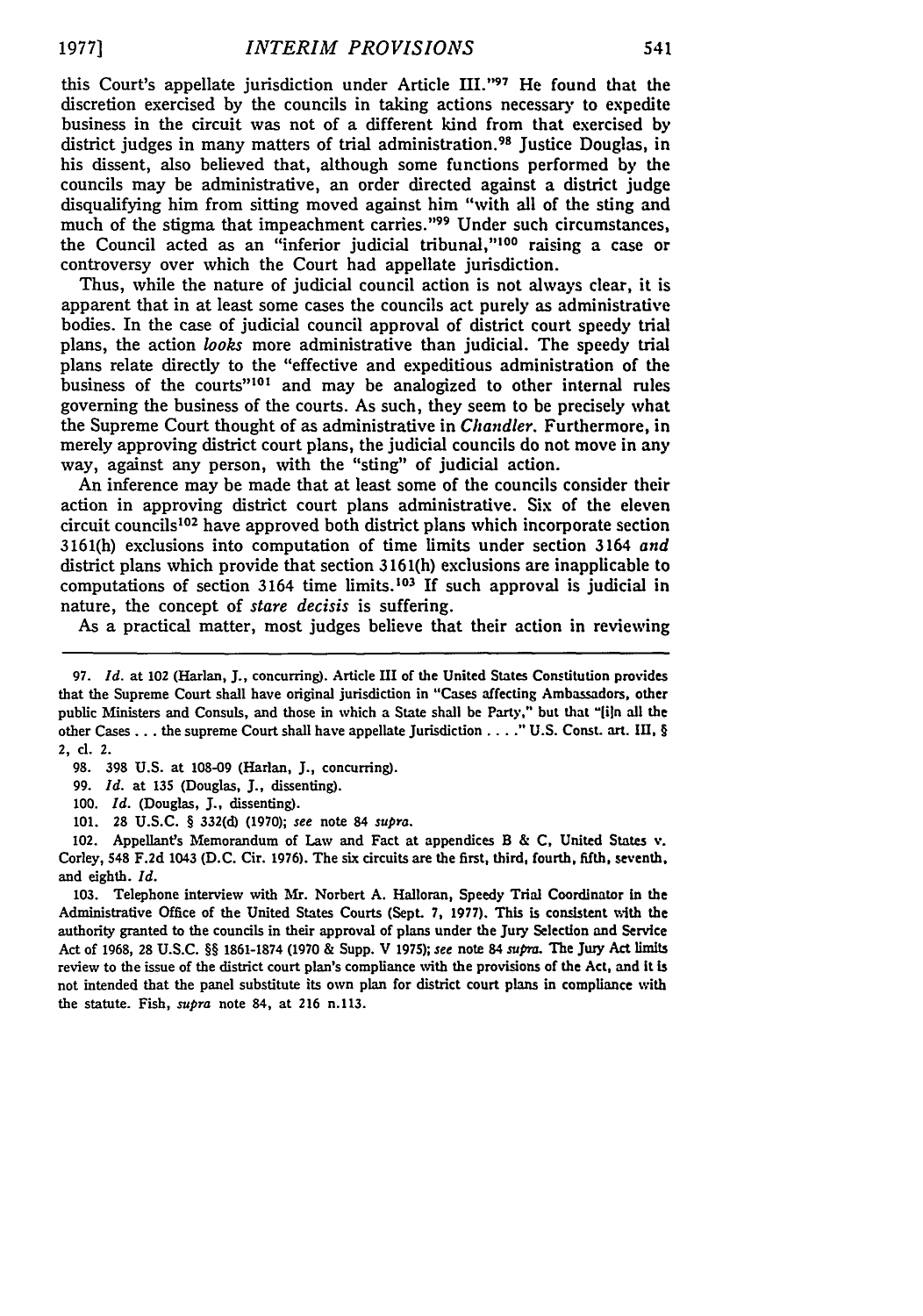this Court's appellate jurisdiction under Article III."[97] He found that the discretion exercised by the councils in taking actions necessary to expedite business in the circuit was not of a different kind from that exercised by district judges in many matters of trial administration.[98] Justice Douglas, in his dissent, also believed that, although some functions performed by the councils may be administrative, an order directed against a district judge disqualifying him from sitting moved against him "with all of the sting and much of the stigma that impeachment carries."[99] Under such circumstances, the Council acted as an "inferior judicial tribunal,"[100] raising a case or controversy over which the Court had appellate jurisdiction.

Thus, while the nature of judicial council action is not always clear, it is apparent that in at least some cases the councils act purely as administrative bodies. In the case of judicial council approval of district court speedy trial plans, the action *looks* more administrative than judicial. The speedy trial plans relate directly to the "effective and expeditious administration of the business of the courts"[101] and may be analogized to other internal rules governing the business of the courts. As such, they seem to be precisely what the Supreme Court thought of as administrative in *Chandler*. Furthermore, in merely approving district court plans, the judicial councils do not move in any way, against any person, with the "sting" of judicial action.

An inference may be made that at least some of the councils consider their action in approving district court plans administrative. Six of the eleven circuit councils[102] have approved both district plans which incorporate section 3161(h) exclusions into computation of time limits under section 3164 *and* district plans which provide that section 3161(h) exclusions are inapplicable to computations of section 3164 time limits.[103] If such approval is judicial in nature, the concept of *stare decisis* is suffering.

As a practical matter, most judges believe that their action in reviewing

---

97. *Id.* at 102 (Harlan, J., concurring). Article III of the United States Constitution provides that the Supreme Court shall have original jurisdiction in "Cases affecting Ambassadors, other public Ministers and Consuls, and those in which a State shall be Party," but that "[i]n all the other Cases . . . the supreme Court shall have appellate Jurisdiction . . . ." U.S. Const. art. III, § 2, cl. 2.

98. 398 U.S. at 108-09 (Harlan, J., concurring).

99. *Id.* at 135 (Douglas, J., dissenting).

100. *Id.* (Douglas, J., dissenting).

101. 28 U.S.C. § 332(d) (1970); *see* note 84 *supra*.

102. Appellant's Memorandum of Law and Fact at appendices B & C, United States v. Corley, 548 F.2d 1043 (D.C. Cir. 1976). The six circuits are the first, third, fourth, fifth, seventh, and eighth. *Id.*

103. Telephone interview with Mr. Norbert A. Halloran, Speedy Trial Coordinator in the Administrative Office of the United States Courts (Sept. 7, 1977). This is consistent with the authority granted to the councils in their approval of plans under the Jury Selection and Service Act of 1968, 28 U.S.C. §§ 1861-1874 (1970 & Supp. V 1975); *see* note 84 *supra*. The Jury Act limits review to the issue of the district court plan's compliance with the provisions of the Act, and it is not intended that the panel substitute its own plan for district court plans in compliance with the statute. Fish, *supra* note 84, at 216 n.113.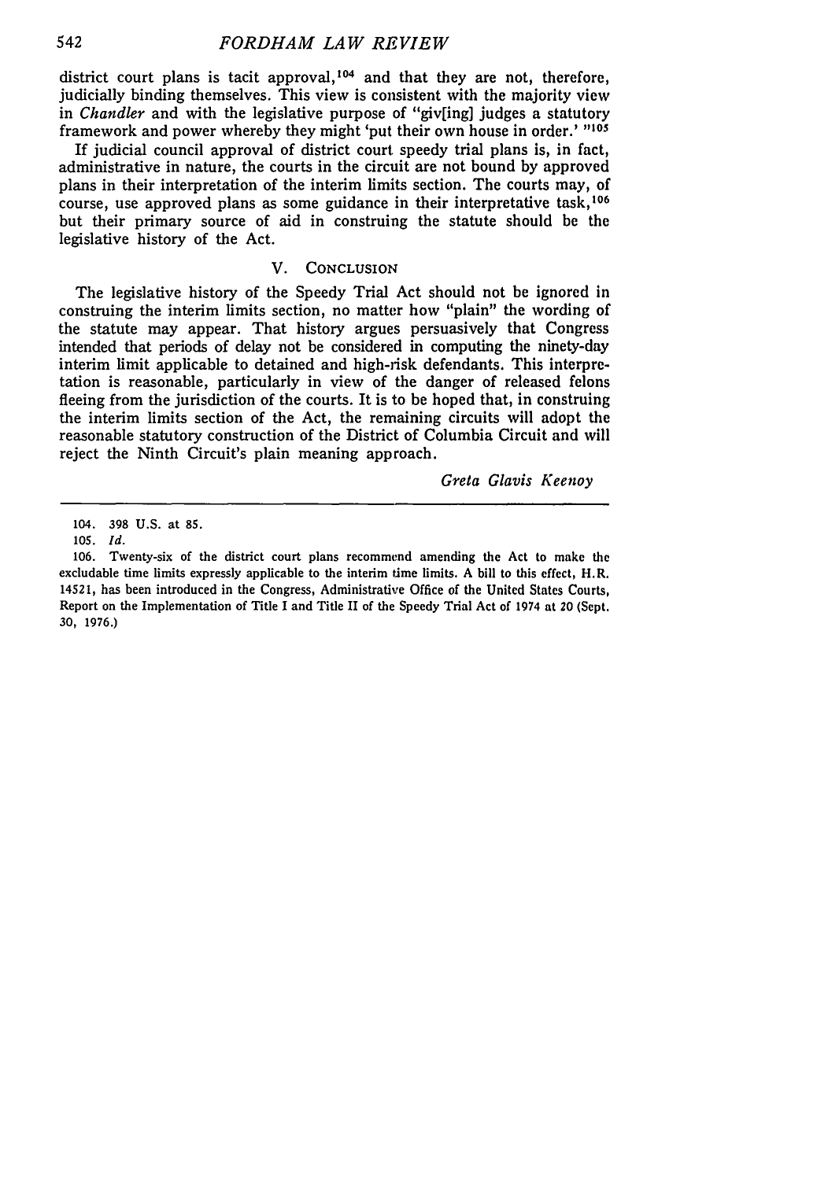district court plans is tacit approval,[104] and that they are not, therefore, judicially binding themselves. This view is consistent with the majority view in *Chandler* and with the legislative purpose of "giv[ing] judges a statutory framework and power whereby they might 'put their own house in order.' "[105]

If judicial council approval of district court speedy trial plans is, in fact, administrative in nature, the courts in the circuit are not bound by approved plans in their interpretation of the interim limits section. The courts may, of course, use approved plans as some guidance in their interpretative task,[106] but their primary source of aid in construing the statute should be the legislative history of the Act.

## V. Conclusion

The legislative history of the Speedy Trial Act should not be ignored in construing the interim limits section, no matter how "plain" the wording of the statute may appear. That history argues persuasively that Congress intended that periods of delay not be considered in computing the ninety-day interim limit applicable to detained and high-risk defendants. This interpretation is reasonable, particularly in view of the danger of released felons fleeing from the jurisdiction of the courts. It is to be hoped that, in construing the interim limits section of the Act, the remaining circuits will adopt the reasonable statutory construction of the District of Columbia Circuit and will reject the Ninth Circuit's plain meaning approach.

*Greta Glavis Keenoy*

---

104. 398 U.S. at 85.

105. *Id.*

106. Twenty-six of the district court plans recommend amending the Act to make the excludable time limits expressly applicable to the interim time limits. A bill to this effect, H.R. 14521, has been introduced in the Congress, Administrative Office of the United States Courts, Report on the Implementation of Title I and Title II of the Speedy Trial Act of 1974 at 20 (Sept. 30, 1976.)